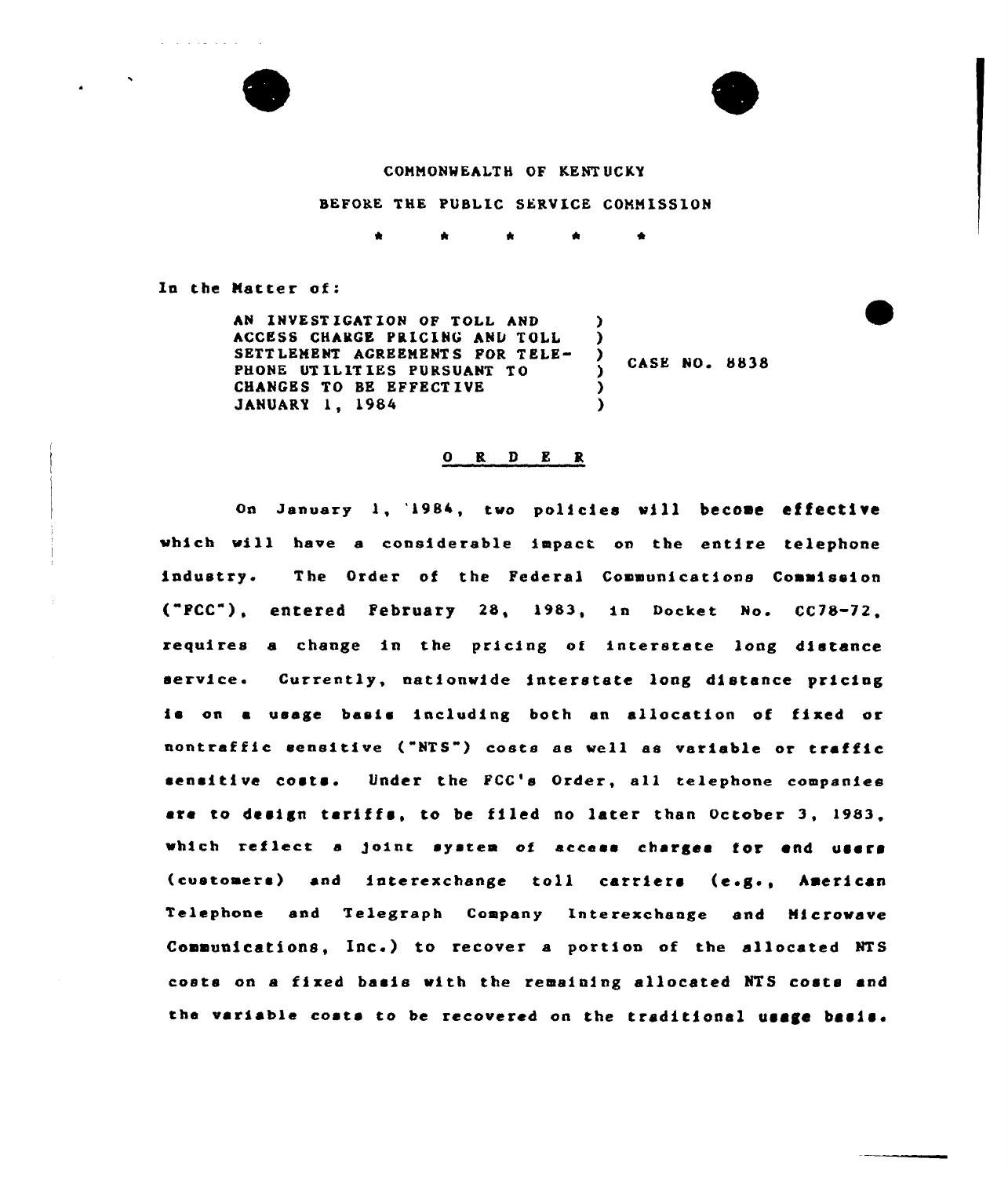COMMONWEALTH OF KENTUCKY

BEFORE THE PUBLIC SERVICE COMMISSION

\* \* \* \* \*

In the Matter of:

| | | |
|---|---|---|
| AN INVESTIGATION OF TOLL AND ACCESS CHARGE PRICING AND TOLL SETTLEMENT AGREEMENTS FOR TELEPHONE UTILITIES PURSUANT TO CHANGES TO BE EFFECTIVE JANUARY 1, 1984 | ) | CASE NO. 8838 |

## O R D E R

On January 1, 1984, two policies will become effective which will have a considerable impact on the entire telephone industry. The Order of the Federal Communications Commission ("FCC"), entered February 28, 1983, in Docket No. CC78-72, requires a change in the pricing of interstate long distance service. Currently, nationwide interstate long distance pricing is on a usage basis including both an allocation of fixed or nontraffic sensitive ("NTS") costs as well as variable or traffic sensitive costs. Under the FCC's Order, all telephone companies are to design tariffs, to be filed no later than October 3, 1983, which reflect a joint system of access charges for end users (customers) and interexchange toll carriers (e.g., American Telephone and Telegraph Company Interexchange and Microwave Communications, Inc.) to recover a portion of the allocated NTS costs on a fixed basis with the remaining allocated NTS costs and the variable costs to be recovered on the traditional usage basis.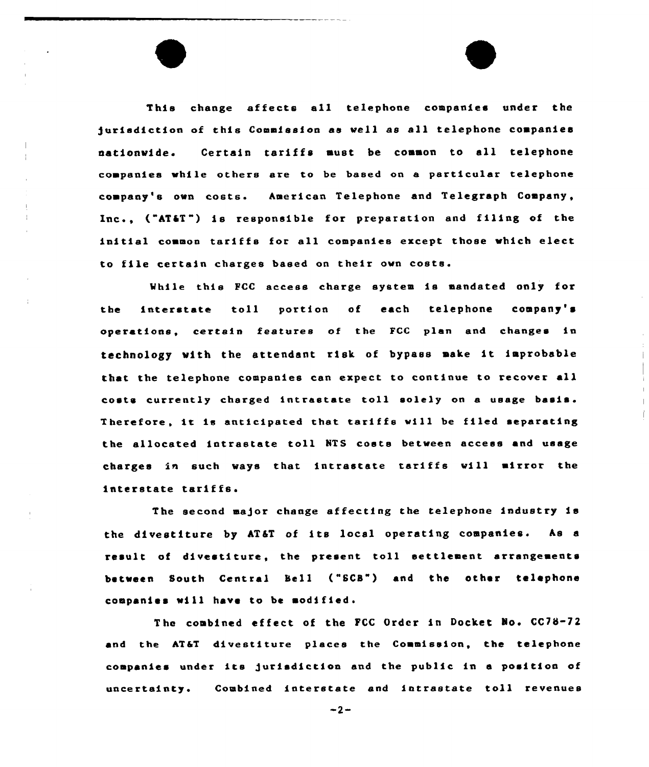This change affects all telephone companies under the jurisdiction of this Commission as well as all telephone companies nationwide. Certain tariffs must be common to all telephone companies while others are to be based on a particular telephone company's own costs. American Telephone and Telegraph Company, Inc., ("AT&T") is responsible for preparation and filing of the initial common tariffs for all companies except those which elect to file certain charges based on their own costs.

While this FCC access charge system is mandated only for the interstate toll portion of each telephone company's operations, certain features of the FCC plan and changes in technology with the attendant risk of bypass make it improbable that the telephone companies can expect to continue to recover all costs currently charged intrastate toll solely on a usage basis. Therefore, it is anticipated that tariffs will be filed separating the allocated intrastate toll NTS costs between access and usage charges in such ways that intrastate tariffs will mirror the interstate tariffs.

The second major change affecting the telephone industry is the divestiture by AT&T of its local operating companies. As a result of divestiture, the present toll settlement arrangements between South Central Bell ("SCB") and the other telephone companies will have to be modified.

The combined effect of the FCC Order in Docket No. CC78-72 and the AT&T divestiture places the Commission, the telephone companies under its jurisdiction and the public in a position of uncertainty. Combined interstate and intrastate toll revenues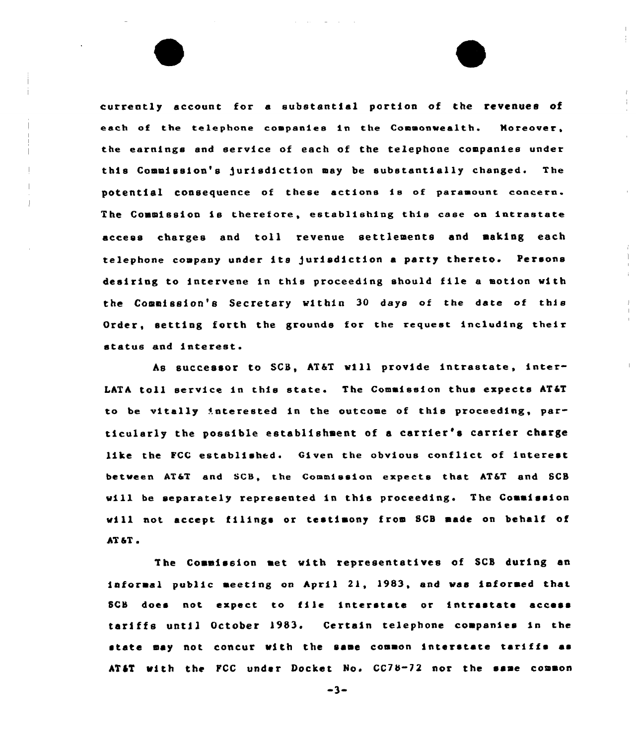currently account for a substantial portion of the revenues of each of the telephone companies in the Commonwealth. Moreover, the earnings and service of each of the telephone companies under this Commission's jurisdiction may be substantially changed. The potential consequence of these actions is of paramount concern. The Commission is therefore, establishing this case on intrastate access charges and toll revenue settlements and making each telephone company under its jurisdiction a party thereto. Persons desiring to intervene in this proceeding should file a motion with the Commission's Secretary within 30 days of the date of this Order, setting forth the grounds for the request including their status and interest.

As successor to SCB, AT&T will provide intrastate, inter-LATA toll service in this state. The Commission thus expects AT&T to be vitally interested in the outcome of this proceeding, particularly the possible establishment of a carrier's carrier charge like the FCC established. Given the obvious conflict of interest between AT&T and SCB, the Commission expects that AT&T and SCB will be separately represented in this proceeding. The Commission will not accept filings or testimony from SCB made on behalf of AT&T.

The Commission met with representatives of SCB during an informal public meeting on April 21, 1983, and was informed that SCB does not expect to file interstate or intrastate access tariffs until October 1983. Certain telephone companies in the state may not concur with the same common interstate tariffs as AT&T with the FCC under Docket No. CC78-72 nor the same common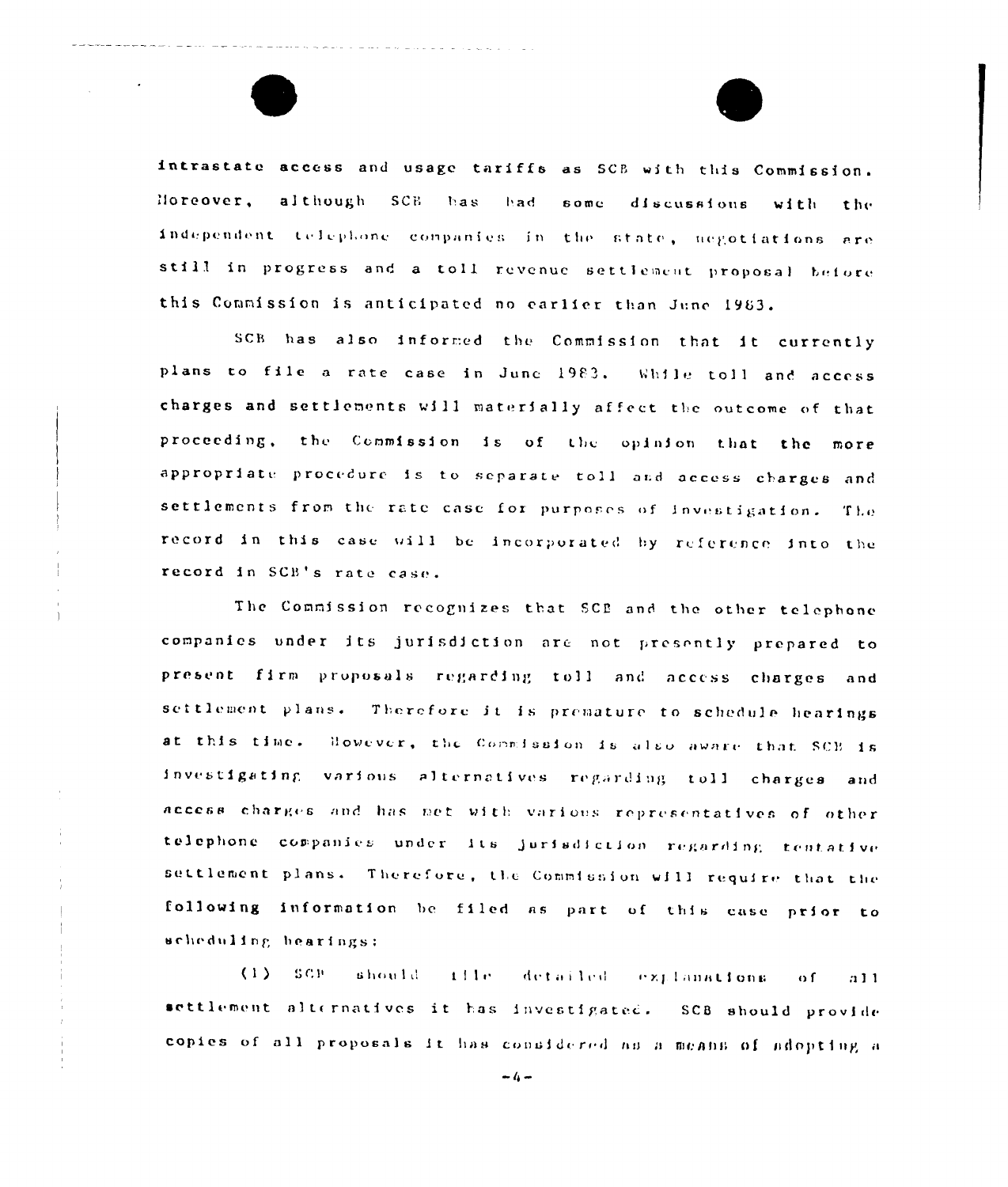intrastate access and usage tariffs as SCB with this Commission. Moreover, although SCB has had some discussions with the independent telephone companies in the state, negotiations are still in progress and a toll revenue settlement proposal before this Commission is anticipated no earlier than June 1983.

SCB has also informed the Commission that it currently plans to file a rate case in June 1983. While toll and access charges and settlements will materially affect the outcome of that proceeding, the Commission is of the opinion that the more appropriate procedure is to separate toll and access charges and settlements from the rate case for purposes of investigation. The record in this case will be incorporated by reference into the record in SCB's rate case.

The Commission recognizes that SCB and the other telephone companies under its jurisdiction are not presently prepared to present firm proposals regarding toll and access charges and settlement plans. Therefore it is premature to schedule hearings at this time. However, the Commission is also aware that SCB is investigating various alternatives regarding toll charges and access charges and has met with various representatives of other telephone companies under its jurisdiction regarding tentative settlement plans. Therefore, the Commission will require that the following information be filed as part of this case prior to scheduling hearings:

(1) SCB should file detailed explanations of all settlement alternatives it has investigated. SCB should provide copies of all proposals it has considered as a means of adopting a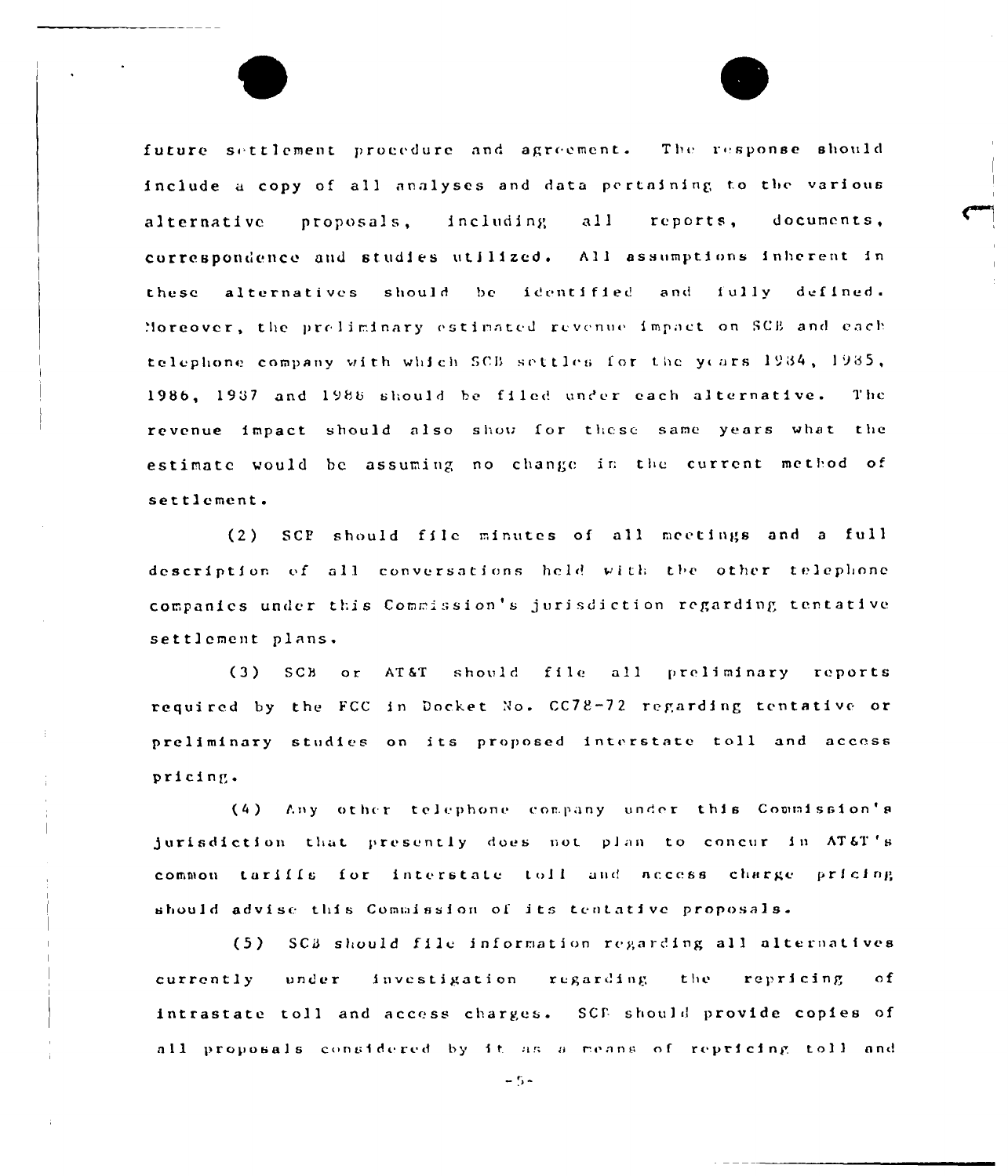future settlement procedure and agreement. The response should include a copy of all analyses and data pertaining to the various alternative proposals, including all reports, documents, correspondence and studies utilized. All assumptions inherent in these alternatives should be identified and fully defined. Moreover, the preliminary estimated revenue impact on SCB and each telephone company with which SCB settles for the years 1984, 1985, 1986, 1987 and 1988 should be filed under each alternative. The revenue impact should also show for these same years what the estimate would be assuming no change in the current method of settlement.

(2) SCB should file minutes of all meetings and a full description of all conversations held with the other telephone companies under this Commission's jurisdiction regarding tentative settlement plans.

(3) SCB or AT&T should file all preliminary reports required by the FCC in Docket No. CC78-72 regarding tentative or preliminary studies on its proposed interstate toll and access pricing.

(4) Any other telephone company under this Commission's jurisdiction that presently does not plan to concur in AT&T's common tariffs for interstate toll and access charge pricing should advise this Commission of its tentative proposals.

(5) SCB should file information regarding all alternatives currently under investigation regarding the repricing of intrastate toll and access charges. SCB should provide copies of all proposals considered by it as a means of repricing toll and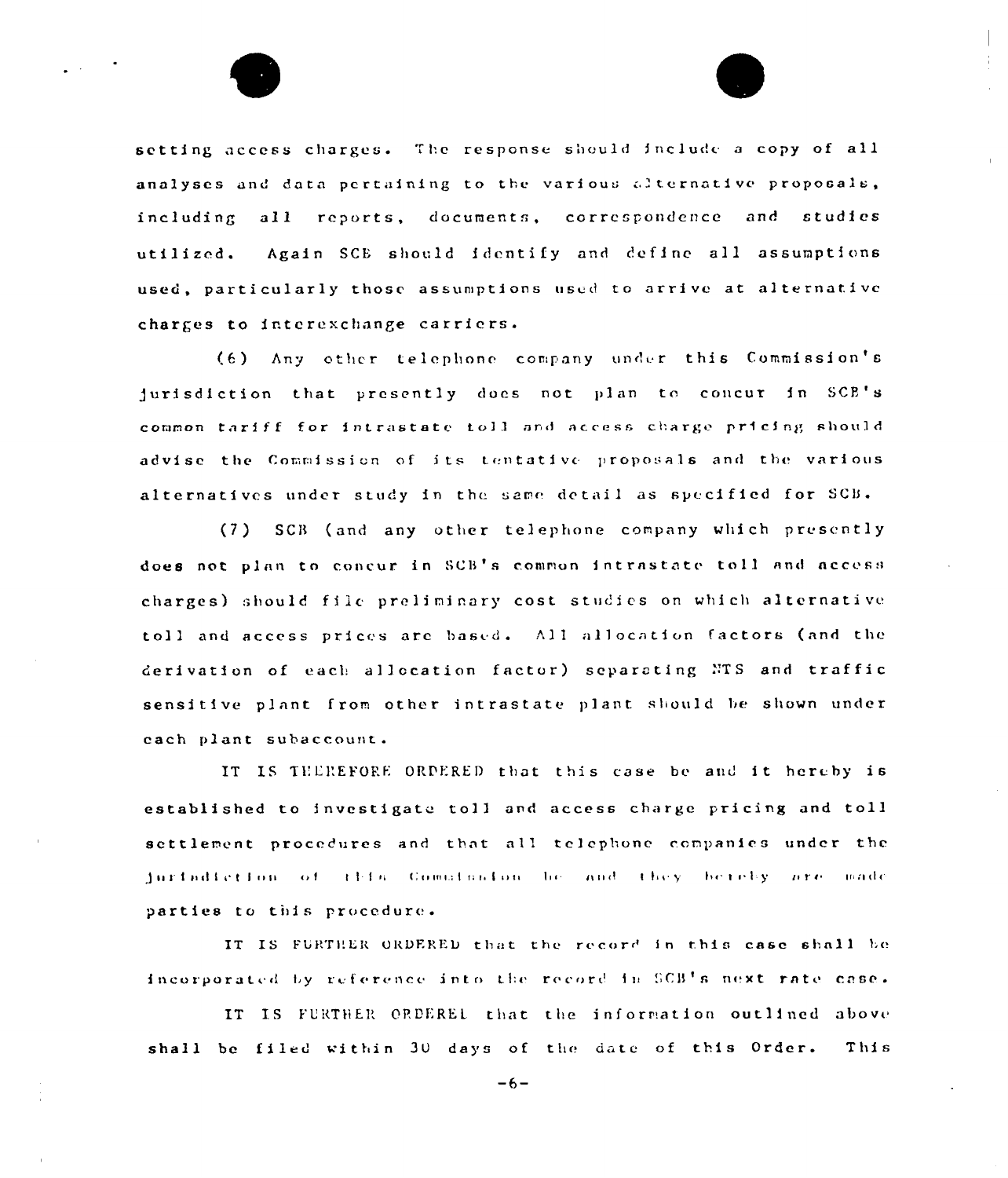setting access charges. The response should include a copy of all analyses and data pertaining to the various alternative proposals, including all reports, documents, correspondence and studies utilized. Again SCB should identify and define all assumptions used, particularly those assumptions used to arrive at alternative charges to interexchange carriers.

(6) Any other telephone company under this Commission's jurisdiction that presently does not plan to concur in SCB's common tariff for intrastate toll and access charge pricing should advise the Commission of its tentative proposals and the various alternatives under study in the same detail as specified for SCB.

(7) SCB (and any other telephone company which presently does not plan to concur in SCB's common intrastate toll and access charges) should file preliminary cost studies on which alternative toll and access prices are based. All allocation factors (and the derivation of each allocation factor) separating NTS and traffic sensitive plant from other intrastate plant should be shown under each plant subaccount.

IT IS THEREFORE ORDERED that this case be and it hereby is established to investigate toll and access charge pricing and toll settlement procedures and that all telephone companies under the jurisdiction of this Commission be and they hereby are made parties to this procedure.

IT IS FURTHER ORDERED that the record in this case shall be incorporated by reference into the record in SCB's next rate case.

IT IS FURTHER ORDERED that the information outlined above shall be filed within 30 days of the date of this Order. This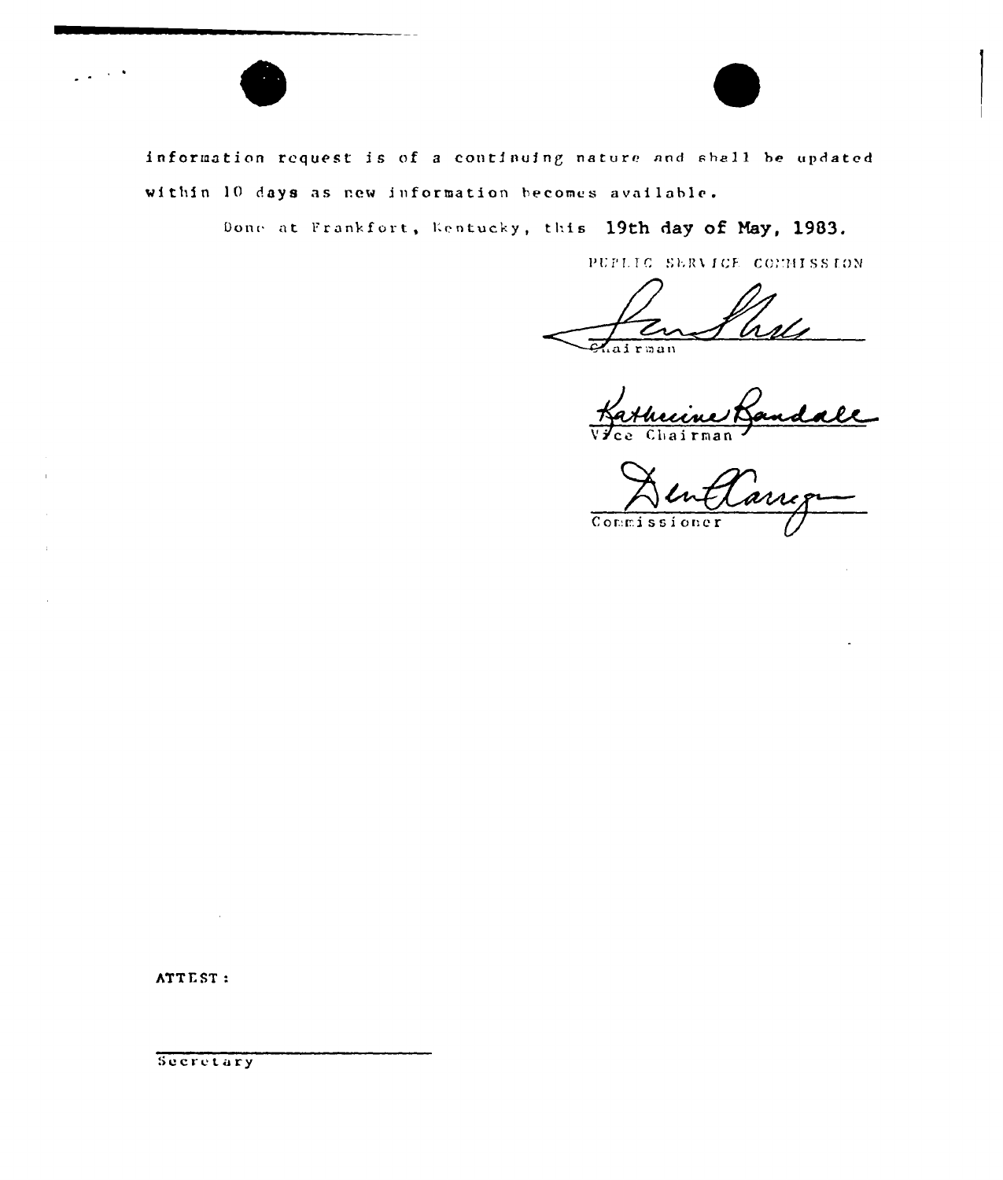information request is of a continuing nature and shall be updated within 10 days as new information becomes available.

Done at Frankfort, Kentucky, this 19th day of May, 1983.

PUBLIC SERVICE COMMISSION

Chairman

Vice Chairman

Commissioner

ATTEST:

Secretary